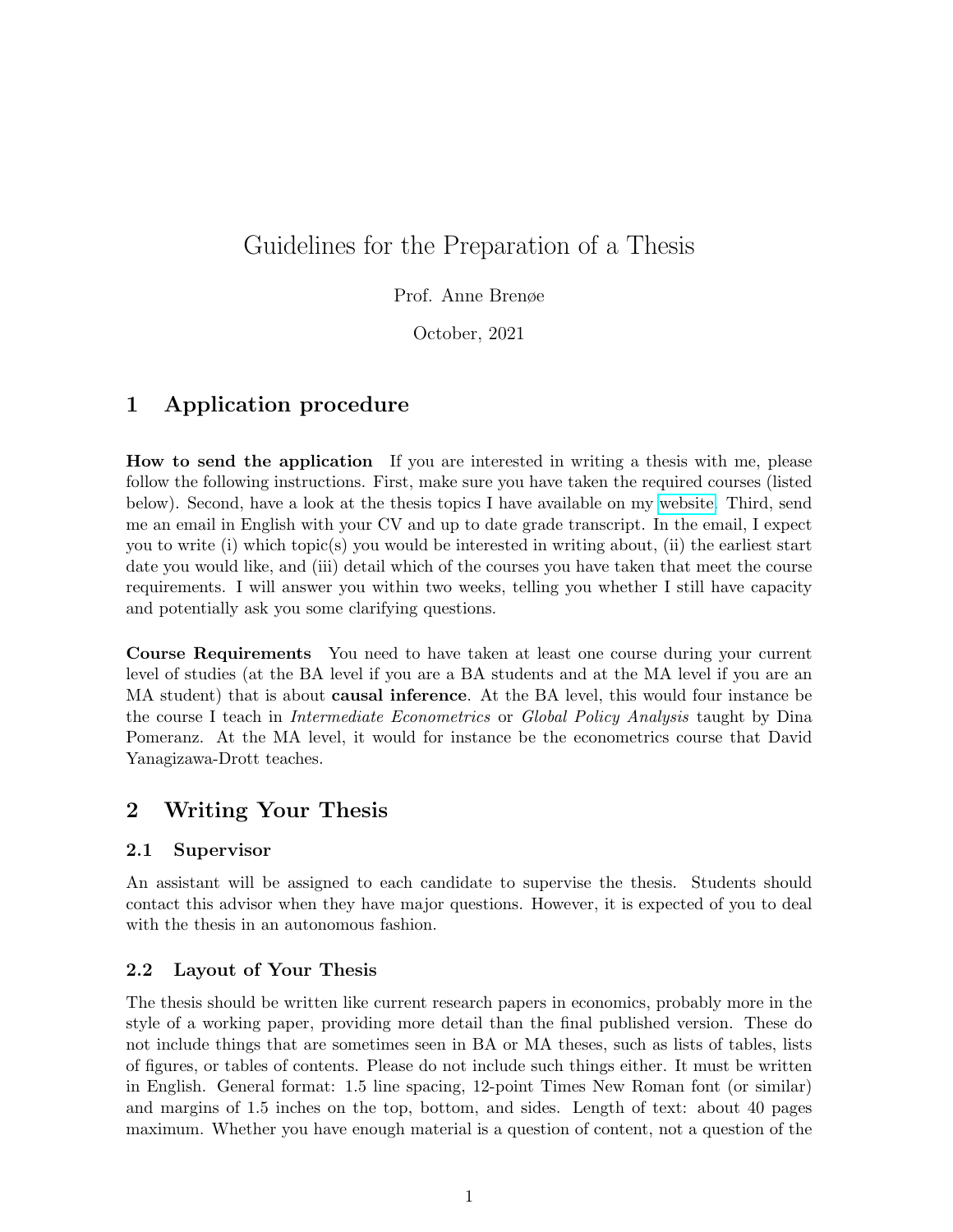# Guidelines for the Preparation of a Thesis

Prof. Anne Brenøe

October, 2021

## 1 Application procedure

**How to send the application** If you are interested in writing a thesis with me, please follow the following instructions. First, make sure you have taken the required courses (listed below). Second, have a look at the thesis topics I have available on my website. Third, send me an email in English with your CV and up to date grade transcript. In the email, I expect you to write (i) which topic(s) you would be interested in writing about, (ii) the earliest start date you would like, and (iii) detail which of the courses you have taken that meet the course requirements. I will answer you within two weeks, telling you whether I still have capacity and potentially ask you some clarifying questions.

**Course Requirements** You need to have taken at least one course during your current level of studies (at the BA level if you are a BA students and at the MA level if you are an MA student) that is about **causal inference**. At the BA level, this would four instance be the course I teach in *Intermediate Econometrics* or *Global Policy Analysis* taught by Dina Pomeranz. At the MA level, it would for instance be the econometrics course that David Yanagizawa-Drott teaches.

## 2 Writing Your Thesis

### 2.1 Supervisor

An assistant will be assigned to each candidate to supervise the thesis. Students should contact this advisor when they have major questions. However, it is expected of you to deal with the thesis in an autonomous fashion.

### 2.2 Layout of Your Thesis

The thesis should be written like current research papers in economics, probably more in the style of a working paper, providing more detail than the final published version. These do not include things that are sometimes seen in BA or MA theses, such as lists of tables, lists of figures, or tables of contents. Please do not include such things either. It must be written in English. General format: 1.5 line spacing, 12-point Times New Roman font (or similar) and margins of 1.5 inches on the top, bottom, and sides. Length of text: about 40 pages maximum. Whether you have enough material is a question of content, not a question of the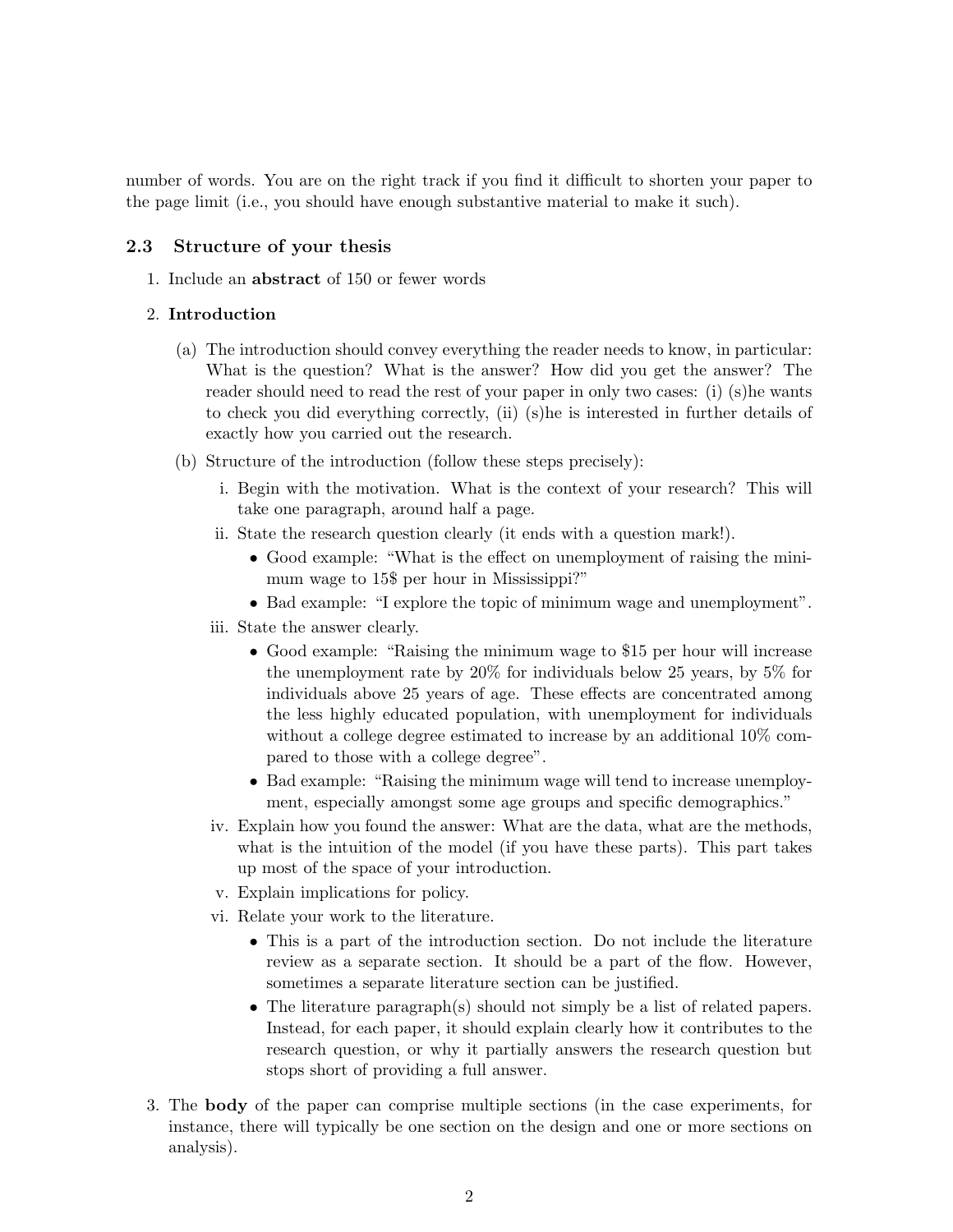number of words. You are on the right track if you find it difficult to shorten your paper to the page limit (i.e., you should have enough substantive material to make it such).

### 2.3 Structure of your thesis

1. Include an **abstract** of 150 or fewer words

2. **Introduction**

   (a) The introduction should convey everything the reader needs to know, in particular: What is the question? What is the answer? How did you get the answer? The reader should need to read the rest of your paper in only two cases: (i) (s)he wants to check you did everything correctly, (ii) (s)he is interested in further details of exactly how you carried out the research.

   (b) Structure of the introduction (follow these steps precisely):

      i. Begin with the motivation. What is the context of your research? This will take one paragraph, around half a page.

      ii. State the research question clearly (it ends with a question mark!).
         - Good example: "What is the effect on unemployment of raising the minimum wage to 15$ per hour in Mississippi?"
         - Bad example: "I explore the topic of minimum wage and unemployment".

      iii. State the answer clearly.
         - Good example: "Raising the minimum wage to $15 per hour will increase the unemployment rate by 20% for individuals below 25 years, by 5% for individuals above 25 years of age. These effects are concentrated among the less highly educated population, with unemployment for individuals without a college degree estimated to increase by an additional 10% compared to those with a college degree".
         - Bad example: "Raising the minimum wage will tend to increase unemployment, especially amongst some age groups and specific demographics."

      iv. Explain how you found the answer: What are the data, what are the methods, what is the intuition of the model (if you have these parts). This part takes up most of the space of your introduction.

      v. Explain implications for policy.

      vi. Relate your work to the literature.
         - This is a part of the introduction section. Do not include the literature review as a separate section. It should be a part of the flow. However, sometimes a separate literature section can be justified.
         - The literature paragraph(s) should not simply be a list of related papers. Instead, for each paper, it should explain clearly how it contributes to the research question, or why it partially answers the research question but stops short of providing a full answer.

3. The **body** of the paper can comprise multiple sections (in the case experiments, for instance, there will typically be one section on the design and one or more sections on analysis).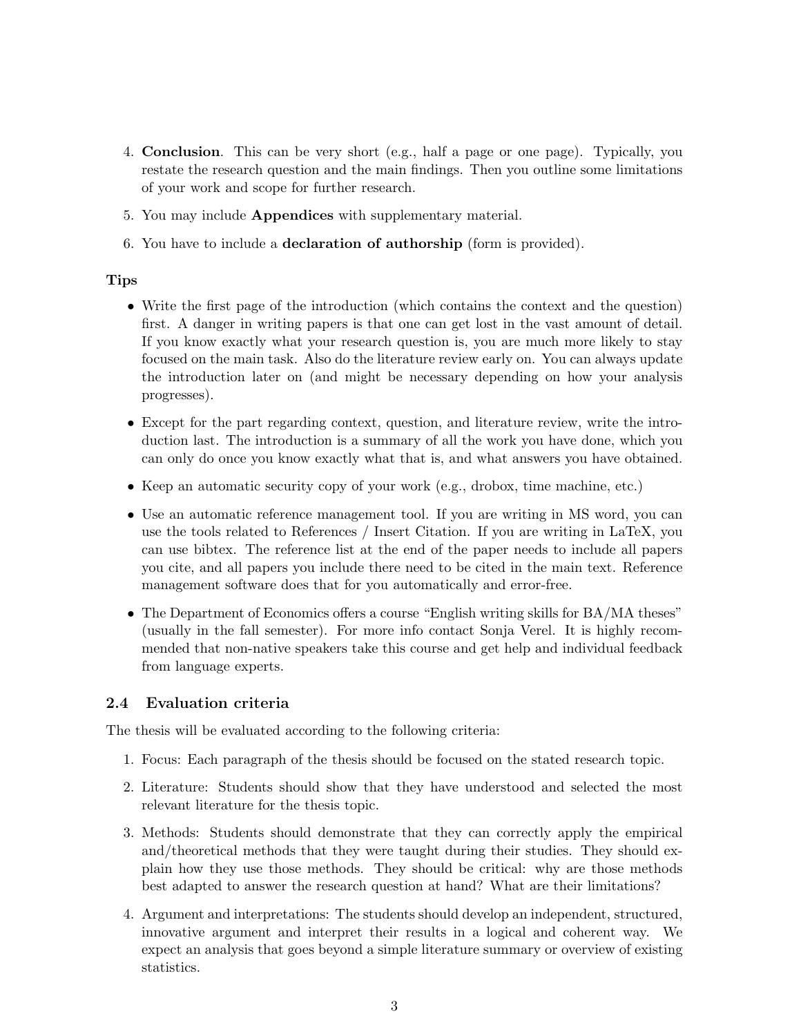4. **Conclusion**. This can be very short (e.g., half a page or one page). Typically, you restate the research question and the main findings. Then you outline some limitations of your work and scope for further research.

5. You may include **Appendices** with supplementary material.

6. You have to include a **declaration of authorship** (form is provided).

**Tips**

- Write the first page of the introduction (which contains the context and the question) first. A danger in writing papers is that one can get lost in the vast amount of detail. If you know exactly what your research question is, you are much more likely to stay focused on the main task. Also do the literature review early on. You can always update the introduction later on (and might be necessary depending on how your analysis progresses).

- Except for the part regarding context, question, and literature review, write the introduction last. The introduction is a summary of all the work you have done, which you can only do once you know exactly what that is, and what answers you have obtained.

- Keep an automatic security copy of your work (e.g., drobox, time machine, etc.)

- Use an automatic reference management tool. If you are writing in MS word, you can use the tools related to References / Insert Citation. If you are writing in LaTeX, you can use bibtex. The reference list at the end of the paper needs to include all papers you cite, and all papers you include there need to be cited in the main text. Reference management software does that for you automatically and error-free.

- The Department of Economics offers a course "English writing skills for BA/MA theses" (usually in the fall semester). For more info contact Sonja Verel. It is highly recommended that non-native speakers take this course and get help and individual feedback from language experts.

### 2.4 Evaluation criteria

The thesis will be evaluated according to the following criteria:

1. Focus: Each paragraph of the thesis should be focused on the stated research topic.

2. Literature: Students should show that they have understood and selected the most relevant literature for the thesis topic.

3. Methods: Students should demonstrate that they can correctly apply the empirical and/theoretical methods that they were taught during their studies. They should explain how they use those methods. They should be critical: why are those methods best adapted to answer the research question at hand? What are their limitations?

4. Argument and interpretations: The students should develop an independent, structured, innovative argument and interpret their results in a logical and coherent way. We expect an analysis that goes beyond a simple literature summary or overview of existing statistics.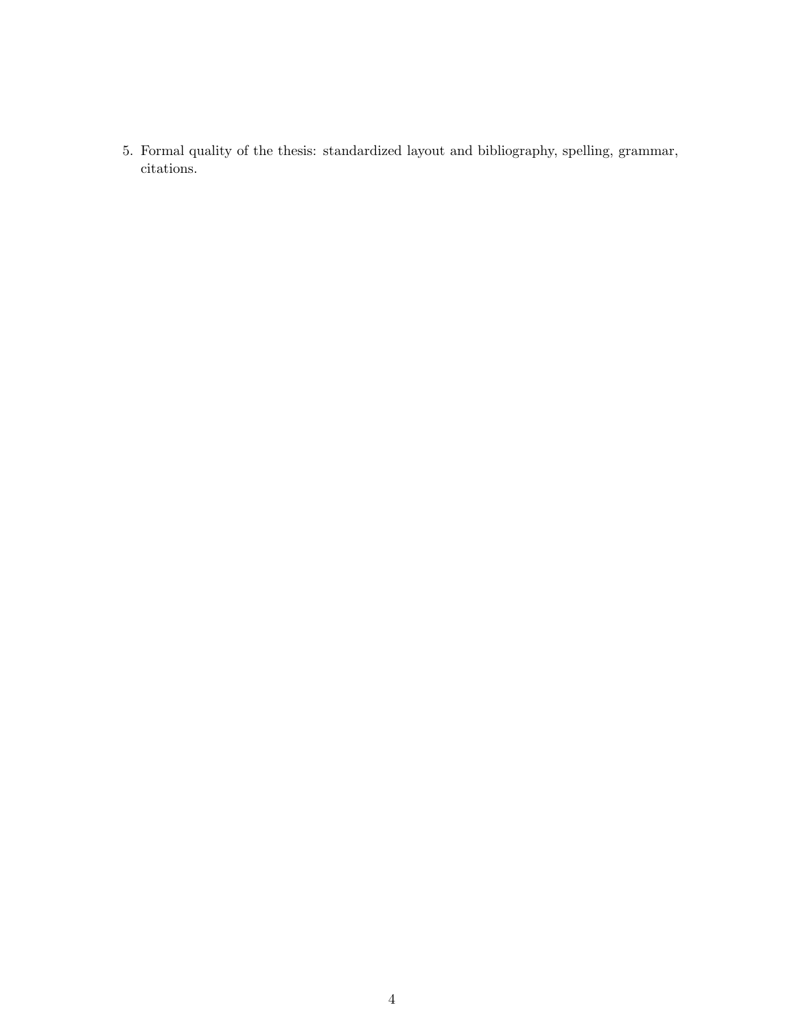5. Formal quality of the thesis: standardized layout and bibliography, spelling, grammar, citations.